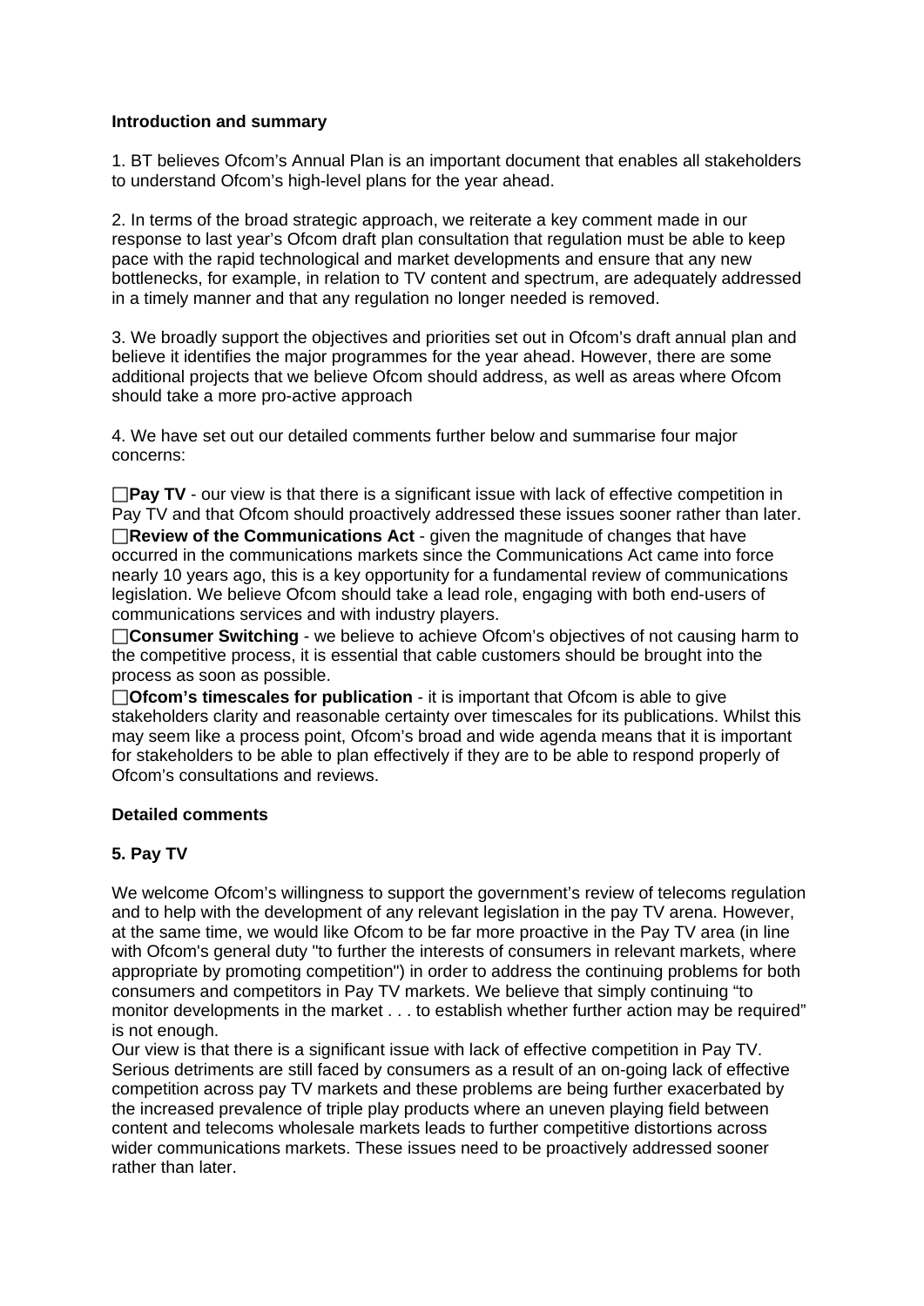**Introduction and summary**

1. BT believes Ofcom's Annual Plan is an important document that enables all stakeholders to understand Ofcom's high-level plans for the year ahead.

2. In terms of the broad strategic approach, we reiterate a key comment made in our response to last year's Ofcom draft plan consultation that regulation must be able to keep pace with the rapid technological and market developments and ensure that any new bottlenecks, for example, in relation to TV content and spectrum, are adequately addressed in a timely manner and that any regulation no longer needed is removed.

3. We broadly support the objectives and priorities set out in Ofcom's draft annual plan and believe it identifies the major programmes for the year ahead. However, there are some additional projects that we believe Ofcom should address, as well as areas where Ofcom should take a more pro-active approach

4. We have set out our detailed comments further below and summarise four major concerns:

- **Pay TV** - our view is that there is a significant issue with lack of effective competition in Pay TV and that Ofcom should proactively addressed these issues sooner rather than later.
- **Review of the Communications Act** - given the magnitude of changes that have occurred in the communications markets since the Communications Act came into force nearly 10 years ago, this is a key opportunity for a fundamental review of communications legislation. We believe Ofcom should take a lead role, engaging with both end-users of communications services and with industry players.
- **Consumer Switching** - we believe to achieve Ofcom's objectives of not causing harm to the competitive process, it is essential that cable customers should be brought into the process as soon as possible.
- **Ofcom's timescales for publication** - it is important that Ofcom is able to give stakeholders clarity and reasonable certainty over timescales for its publications. Whilst this may seem like a process point, Ofcom's broad and wide agenda means that it is important for stakeholders to be able to plan effectively if they are to be able to respond properly of Ofcom's consultations and reviews.

**Detailed comments**

**5. Pay TV**

We welcome Ofcom's willingness to support the government's review of telecoms regulation and to help with the development of any relevant legislation in the pay TV arena. However, at the same time, we would like Ofcom to be far more proactive in the Pay TV area (in line with Ofcom's general duty "to further the interests of consumers in relevant markets, where appropriate by promoting competition") in order to address the continuing problems for both consumers and competitors in Pay TV markets. We believe that simply continuing "to monitor developments in the market . . . to establish whether further action may be required" is not enough.

Our view is that there is a significant issue with lack of effective competition in Pay TV. Serious detriments are still faced by consumers as a result of an on-going lack of effective competition across pay TV markets and these problems are being further exacerbated by the increased prevalence of triple play products where an uneven playing field between content and telecoms wholesale markets leads to further competitive distortions across wider communications markets. These issues need to be proactively addressed sooner rather than later.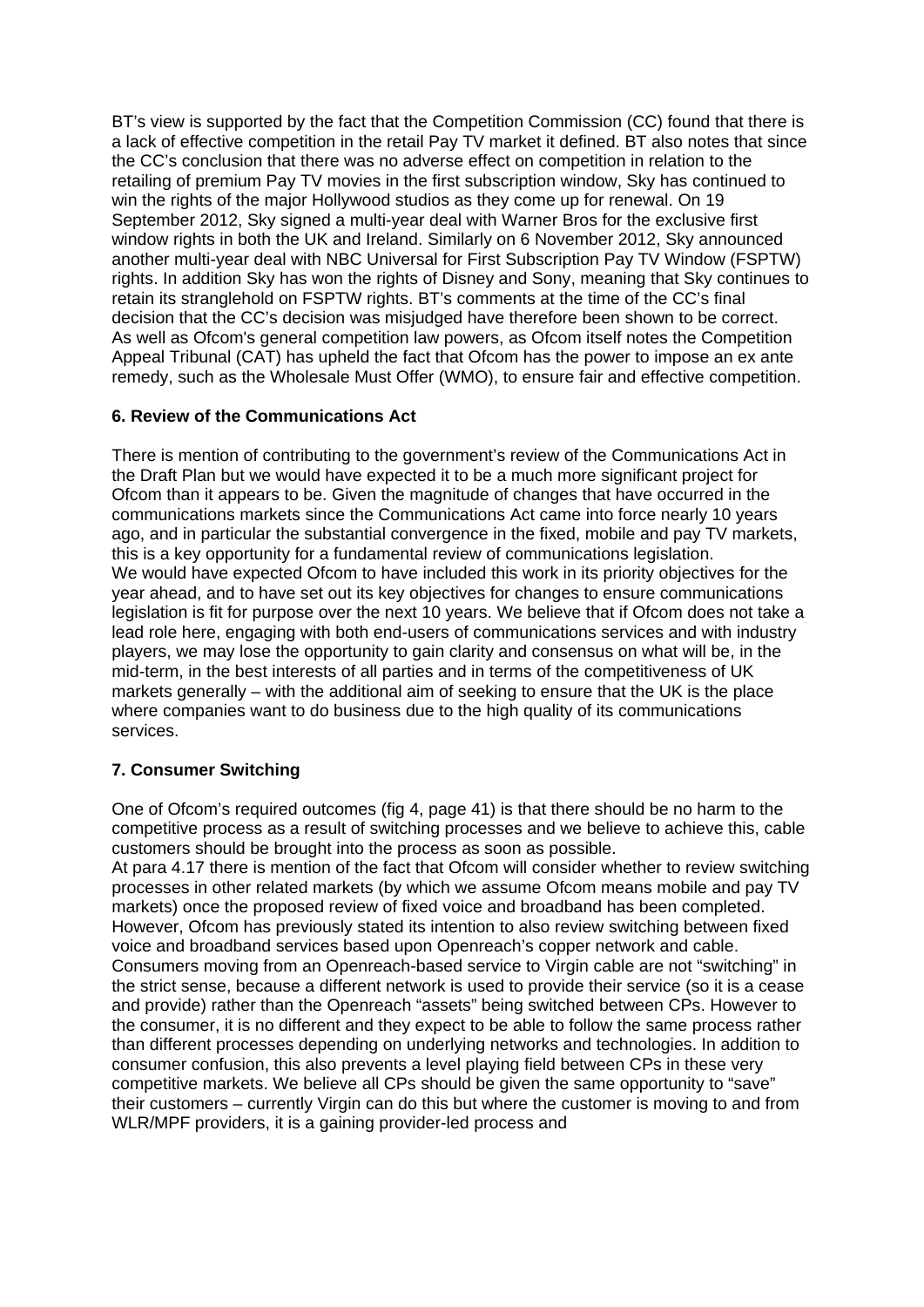BT's view is supported by the fact that the Competition Commission (CC) found that there is a lack of effective competition in the retail Pay TV market it defined. BT also notes that since the CC's conclusion that there was no adverse effect on competition in relation to the retailing of premium Pay TV movies in the first subscription window, Sky has continued to win the rights of the major Hollywood studios as they come up for renewal. On 19 September 2012, Sky signed a multi-year deal with Warner Bros for the exclusive first window rights in both the UK and Ireland. Similarly on 6 November 2012, Sky announced another multi-year deal with NBC Universal for First Subscription Pay TV Window (FSPTW) rights. In addition Sky has won the rights of Disney and Sony, meaning that Sky continues to retain its stranglehold on FSPTW rights. BT's comments at the time of the CC's final decision that the CC's decision was misjudged have therefore been shown to be correct.
As well as Ofcom's general competition law powers, as Ofcom itself notes the Competition Appeal Tribunal (CAT) has upheld the fact that Ofcom has the power to impose an ex ante remedy, such as the Wholesale Must Offer (WMO), to ensure fair and effective competition.

**6. Review of the Communications Act**

There is mention of contributing to the government's review of the Communications Act in the Draft Plan but we would have expected it to be a much more significant project for Ofcom than it appears to be. Given the magnitude of changes that have occurred in the communications markets since the Communications Act came into force nearly 10 years ago, and in particular the substantial convergence in the fixed, mobile and pay TV markets, this is a key opportunity for a fundamental review of communications legislation.
We would have expected Ofcom to have included this work in its priority objectives for the year ahead, and to have set out its key objectives for changes to ensure communications legislation is fit for purpose over the next 10 years. We believe that if Ofcom does not take a lead role here, engaging with both end-users of communications services and with industry players, we may lose the opportunity to gain clarity and consensus on what will be, in the mid-term, in the best interests of all parties and in terms of the competitiveness of UK markets generally – with the additional aim of seeking to ensure that the UK is the place where companies want to do business due to the high quality of its communications services.

**7. Consumer Switching**

One of Ofcom's required outcomes (fig 4, page 41) is that there should be no harm to the competitive process as a result of switching processes and we believe to achieve this, cable customers should be brought into the process as soon as possible.
At para 4.17 there is mention of the fact that Ofcom will consider whether to review switching processes in other related markets (by which we assume Ofcom means mobile and pay TV markets) once the proposed review of fixed voice and broadband has been completed. However, Ofcom has previously stated its intention to also review switching between fixed voice and broadband services based upon Openreach's copper network and cable. Consumers moving from an Openreach-based service to Virgin cable are not "switching" in the strict sense, because a different network is used to provide their service (so it is a cease and provide) rather than the Openreach "assets" being switched between CPs. However to the consumer, it is no different and they expect to be able to follow the same process rather than different processes depending on underlying networks and technologies. In addition to consumer confusion, this also prevents a level playing field between CPs in these very competitive markets. We believe all CPs should be given the same opportunity to "save" their customers – currently Virgin can do this but where the customer is moving to and from WLR/MPF providers, it is a gaining provider-led process and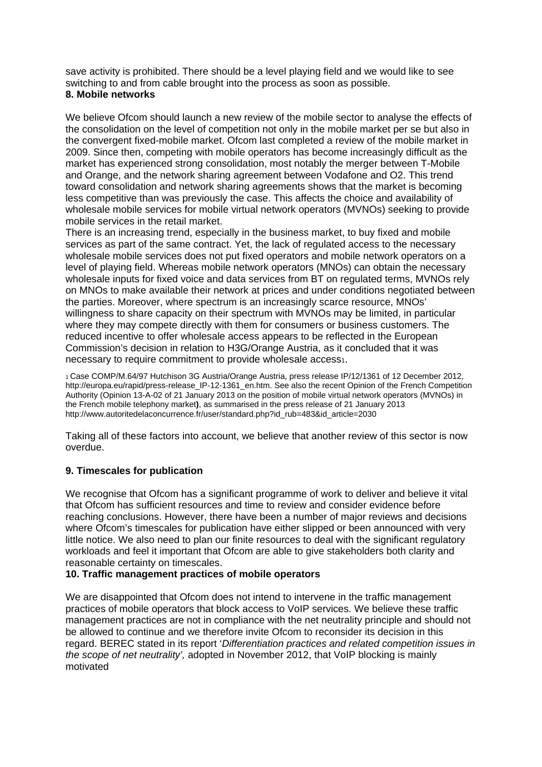save activity is prohibited. There should be a level playing field and we would like to see switching to and from cable brought into the process as soon as possible.

**8. Mobile networks**

We believe Ofcom should launch a new review of the mobile sector to analyse the effects of the consolidation on the level of competition not only in the mobile market per se but also in the convergent fixed-mobile market. Ofcom last completed a review of the mobile market in 2009. Since then, competing with mobile operators has become increasingly difficult as the market has experienced strong consolidation, most notably the merger between T-Mobile and Orange, and the network sharing agreement between Vodafone and O2. This trend toward consolidation and network sharing agreements shows that the market is becoming less competitive than was previously the case. This affects the choice and availability of wholesale mobile services for mobile virtual network operators (MVNOs) seeking to provide mobile services in the retail market.

There is an increasing trend, especially in the business market, to buy fixed and mobile services as part of the same contract. Yet, the lack of regulated access to the necessary wholesale mobile services does not put fixed operators and mobile network operators on a level of playing field. Whereas mobile network operators (MNOs) can obtain the necessary wholesale inputs for fixed voice and data services from BT on regulated terms, MVNOs rely on MNOs to make available their network at prices and under conditions negotiated between the parties. Moreover, where spectrum is an increasingly scarce resource, MNOs' willingness to share capacity on their spectrum with MVNOs may be limited, in particular where they may compete directly with them for consumers or business customers. The reduced incentive to offer wholesale access appears to be reflected in the European Commission's decision in relation to H3G/Orange Austria, as it concluded that it was necessary to require commitment to provide wholesale access[1].

[1] Case COMP/M.64/97 Hutchison 3G Austria/Orange Austria, press release IP/12/1361 of 12 December 2012, http://europa.eu/rapid/press-release_IP-12-1361_en.htm. See also the recent Opinion of the French Competition Authority (Opinion 13-A-02 of 21 January 2013 on the position of mobile virtual network operators (MVNOs) in the French mobile telephony market**)**, as summarised in the press release of 21 January 2013 http://www.autoritedelaconcurrence.fr/user/standard.php?id_rub=483&id_article=2030

Taking all of these factors into account, we believe that another review of this sector is now overdue.

**9. Timescales for publication**

We recognise that Ofcom has a significant programme of work to deliver and believe it vital that Ofcom has sufficient resources and time to review and consider evidence before reaching conclusions. However, there have been a number of major reviews and decisions where Ofcom's timescales for publication have either slipped or been announced with very little notice. We also need to plan our finite resources to deal with the significant regulatory workloads and feel it important that Ofcom are able to give stakeholders both clarity and reasonable certainty on timescales.

**10. Traffic management practices of mobile operators**

We are disappointed that Ofcom does not intend to intervene in the traffic management practices of mobile operators that block access to VoIP services. We believe these traffic management practices are not in compliance with the net neutrality principle and should not be allowed to continue and we therefore invite Ofcom to reconsider its decision in this regard. BEREC stated in its report '*Differentiation practices and related competition issues in the scope of net neutrality',* adopted in November 2012, that VoIP blocking is mainly motivated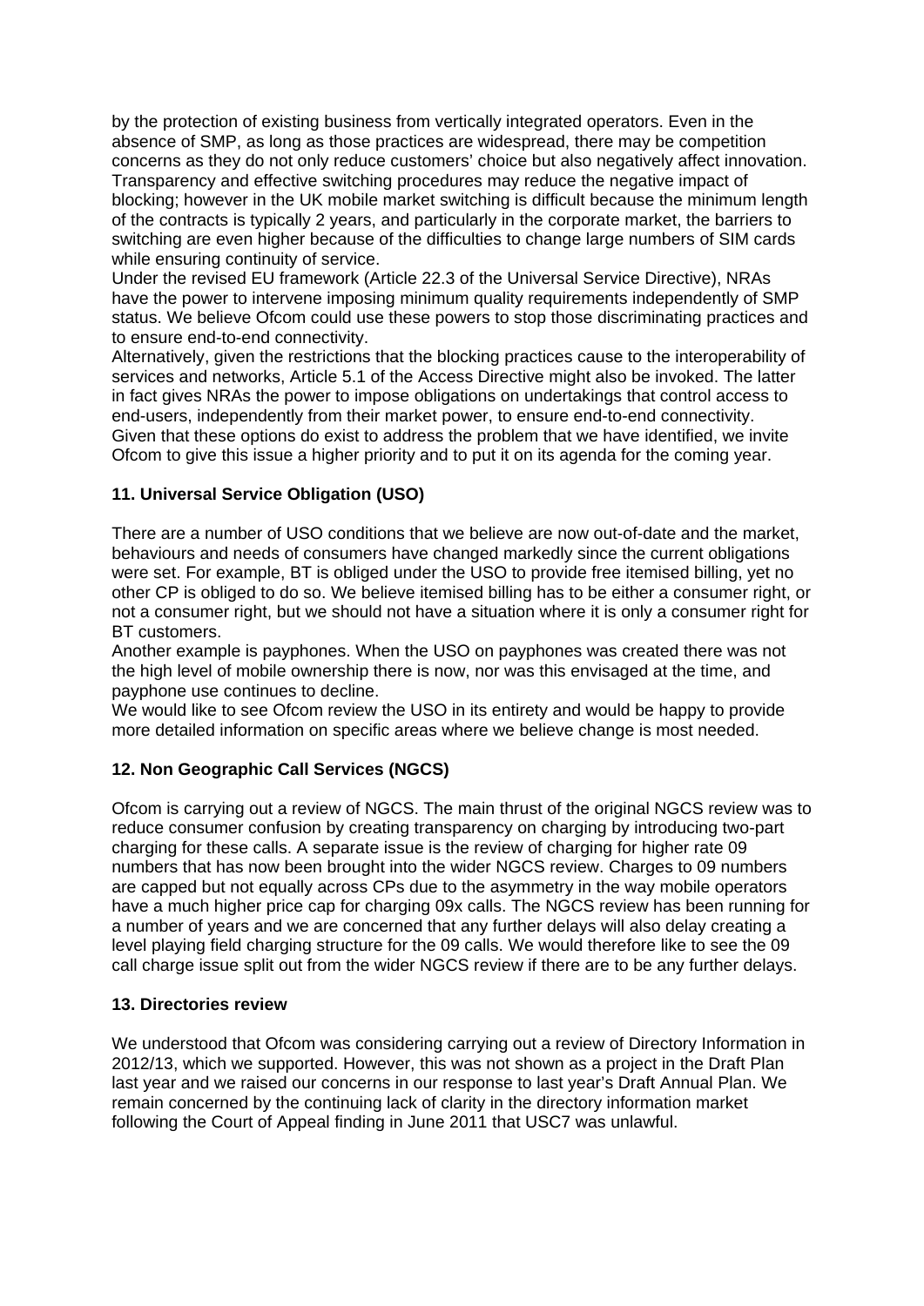by the protection of existing business from vertically integrated operators. Even in the absence of SMP, as long as those practices are widespread, there may be competition concerns as they do not only reduce customers' choice but also negatively affect innovation. Transparency and effective switching procedures may reduce the negative impact of blocking; however in the UK mobile market switching is difficult because the minimum length of the contracts is typically 2 years, and particularly in the corporate market, the barriers to switching are even higher because of the difficulties to change large numbers of SIM cards while ensuring continuity of service.

Under the revised EU framework (Article 22.3 of the Universal Service Directive), NRAs have the power to intervene imposing minimum quality requirements independently of SMP status. We believe Ofcom could use these powers to stop those discriminating practices and to ensure end-to-end connectivity.

Alternatively, given the restrictions that the blocking practices cause to the interoperability of services and networks, Article 5.1 of the Access Directive might also be invoked. The latter in fact gives NRAs the power to impose obligations on undertakings that control access to end-users, independently from their market power, to ensure end-to-end connectivity.

Given that these options do exist to address the problem that we have identified, we invite Ofcom to give this issue a higher priority and to put it on its agenda for the coming year.

**11. Universal Service Obligation (USO)**

There are a number of USO conditions that we believe are now out-of-date and the market, behaviours and needs of consumers have changed markedly since the current obligations were set. For example, BT is obliged under the USO to provide free itemised billing, yet no other CP is obliged to do so. We believe itemised billing has to be either a consumer right, or not a consumer right, but we should not have a situation where it is only a consumer right for BT customers.

Another example is payphones. When the USO on payphones was created there was not the high level of mobile ownership there is now, nor was this envisaged at the time, and payphone use continues to decline.

We would like to see Ofcom review the USO in its entirety and would be happy to provide more detailed information on specific areas where we believe change is most needed.

**12. Non Geographic Call Services (NGCS)**

Ofcom is carrying out a review of NGCS. The main thrust of the original NGCS review was to reduce consumer confusion by creating transparency on charging by introducing two-part charging for these calls. A separate issue is the review of charging for higher rate 09 numbers that has now been brought into the wider NGCS review. Charges to 09 numbers are capped but not equally across CPs due to the asymmetry in the way mobile operators have a much higher price cap for charging 09x calls. The NGCS review has been running for a number of years and we are concerned that any further delays will also delay creating a level playing field charging structure for the 09 calls. We would therefore like to see the 09 call charge issue split out from the wider NGCS review if there are to be any further delays.

**13. Directories review**

We understood that Ofcom was considering carrying out a review of Directory Information in 2012/13, which we supported. However, this was not shown as a project in the Draft Plan last year and we raised our concerns in our response to last year's Draft Annual Plan. We remain concerned by the continuing lack of clarity in the directory information market following the Court of Appeal finding in June 2011 that USC7 was unlawful.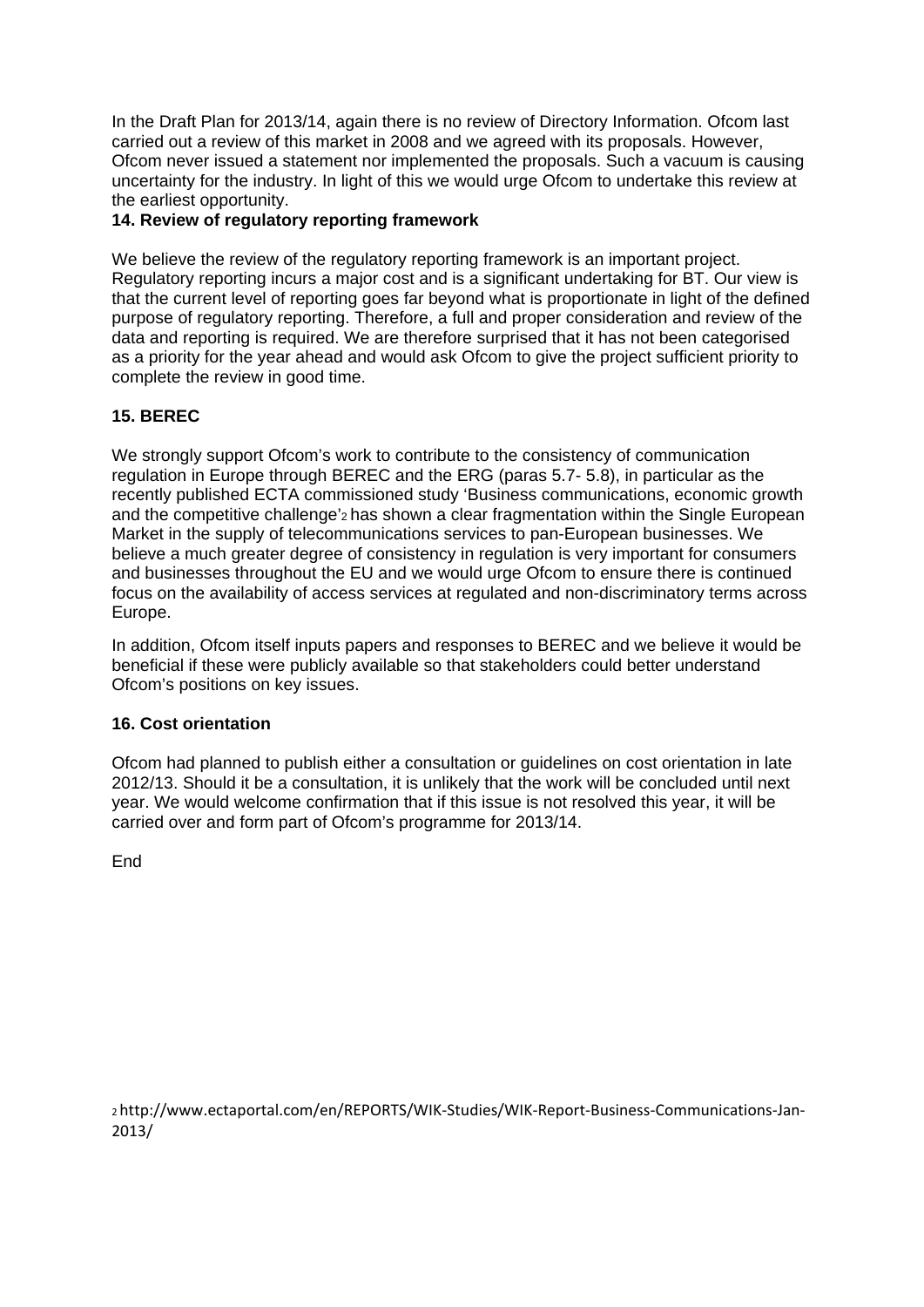In the Draft Plan for 2013/14, again there is no review of Directory Information. Ofcom last carried out a review of this market in 2008 and we agreed with its proposals. However, Ofcom never issued a statement nor implemented the proposals. Such a vacuum is causing uncertainty for the industry. In light of this we would urge Ofcom to undertake this review at the earliest opportunity.

**14. Review of regulatory reporting framework**

We believe the review of the regulatory reporting framework is an important project. Regulatory reporting incurs a major cost and is a significant undertaking for BT. Our view is that the current level of reporting goes far beyond what is proportionate in light of the defined purpose of regulatory reporting. Therefore, a full and proper consideration and review of the data and reporting is required. We are therefore surprised that it has not been categorised as a priority for the year ahead and would ask Ofcom to give the project sufficient priority to complete the review in good time.

**15. BEREC**

We strongly support Ofcom's work to contribute to the consistency of communication regulation in Europe through BEREC and the ERG (paras 5.7- 5.8), in particular as the recently published ECTA commissioned study 'Business communications, economic growth and the competitive challenge'[2] has shown a clear fragmentation within the Single European Market in the supply of telecommunications services to pan-European businesses. We believe a much greater degree of consistency in regulation is very important for consumers and businesses throughout the EU and we would urge Ofcom to ensure there is continued focus on the availability of access services at regulated and non-discriminatory terms across Europe.

In addition, Ofcom itself inputs papers and responses to BEREC and we believe it would be beneficial if these were publicly available so that stakeholders could better understand Ofcom's positions on key issues.

**16. Cost orientation**

Ofcom had planned to publish either a consultation or guidelines on cost orientation in late 2012/13. Should it be a consultation, it is unlikely that the work will be concluded until next year. We would welcome confirmation that if this issue is not resolved this year, it will be carried over and form part of Ofcom's programme for 2013/14.

End

[2] http://www.ectaportal.com/en/REPORTS/WIK-Studies/WIK-Report-Business-Communications-Jan-2013/